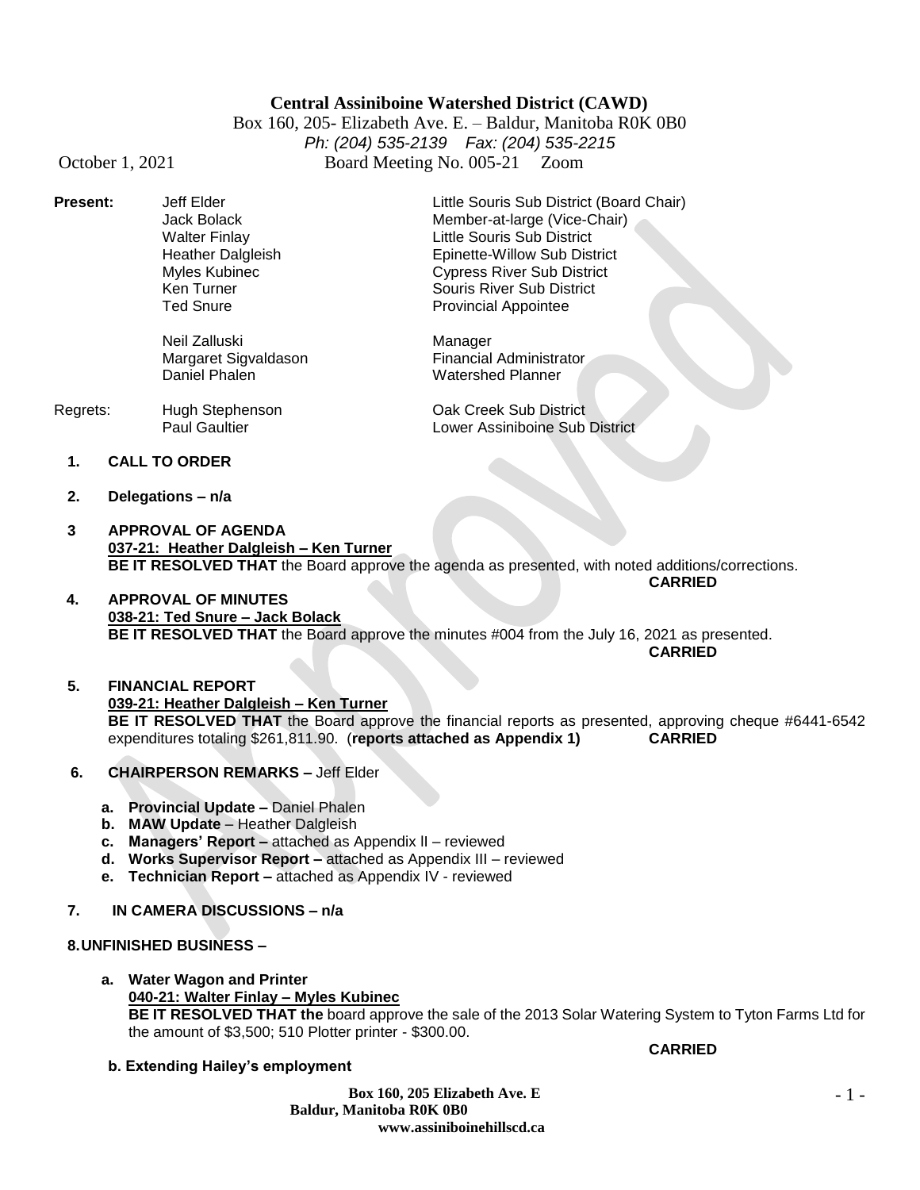# Central Assiniboine Watershed District (CAWD)

Box 160, 205- Elizabeth Ave. E. – Baldur, Manitoba R0K 0B0

*Ph: (204) 535-2139 Fax: (204) 535-2215*

October 1, 2021 Board Meeting No. 005-21 Zoom

**Present:**

| | |
|---|---|
| Jeff Elder | Little Souris Sub District (Board Chair) |
| Jack Bolack | Member-at-large (Vice-Chair) |
| Walter Finlay | Little Souris Sub District |
| Heather Dalgleish | Epinette-Willow Sub District |
| Myles Kubinec | Cypress River Sub District |
| Ken Turner | Souris River Sub District |
| Ted Snure | Provincial Appointee |
| Neil Zalluski | Manager |
| Margaret Sigvaldason | Financial Administrator |
| Daniel Phalen | Watershed Planner |

Regrets:

| | |
|---|---|
| Hugh Stephenson | Oak Creek Sub District |
| Paul Gaultier | Lower Assiniboine Sub District |

1. **CALL TO ORDER**

2. **Delegations – n/a**

3. **APPROVAL OF AGENDA**

   **037-21: Heather Dalgleish – Ken Turner**

   **BE IT RESOLVED THAT** the Board approve the agenda as presented, with noted additions/corrections.

   **CARRIED**

4. **APPROVAL OF MINUTES**

   **038-21: Ted Snure – Jack Bolack**

   **BE IT RESOLVED THAT** the Board approve the minutes #004 from the July 16, 2021 as presented.

   **CARRIED**

5. **FINANCIAL REPORT**

   **039-21: Heather Dalgleish – Ken Turner**

   **BE IT RESOLVED THAT** the Board approve the financial reports as presented, approving cheque #6441-6542 expenditures totaling $261,811.90. (**reports attached as Appendix 1)** **CARRIED**

6. **CHAIRPERSON REMARKS –** Jeff Elder

   a. **Provincial Update –** Daniel Phalen
   b. **MAW Update** – Heather Dalgleish
   c. **Managers' Report –** attached as Appendix II – reviewed
   d. **Works Supervisor Report –** attached as Appendix III – reviewed
   e. **Technician Report –** attached as Appendix IV - reviewed

7. **IN CAMERA DISCUSSIONS – n/a**

8. **UNFINISHED BUSINESS –**

   a. **Water Wagon and Printer**

      **040-21: Walter Finlay – Myles Kubinec**

      **BE IT RESOLVED THAT the** board approve the sale of the 2013 Solar Watering System to Tyton Farms Ltd for the amount of $3,500; 510 Plotter printer - $300.00.

      **CARRIED**

   **b. Extending Hailey's employment**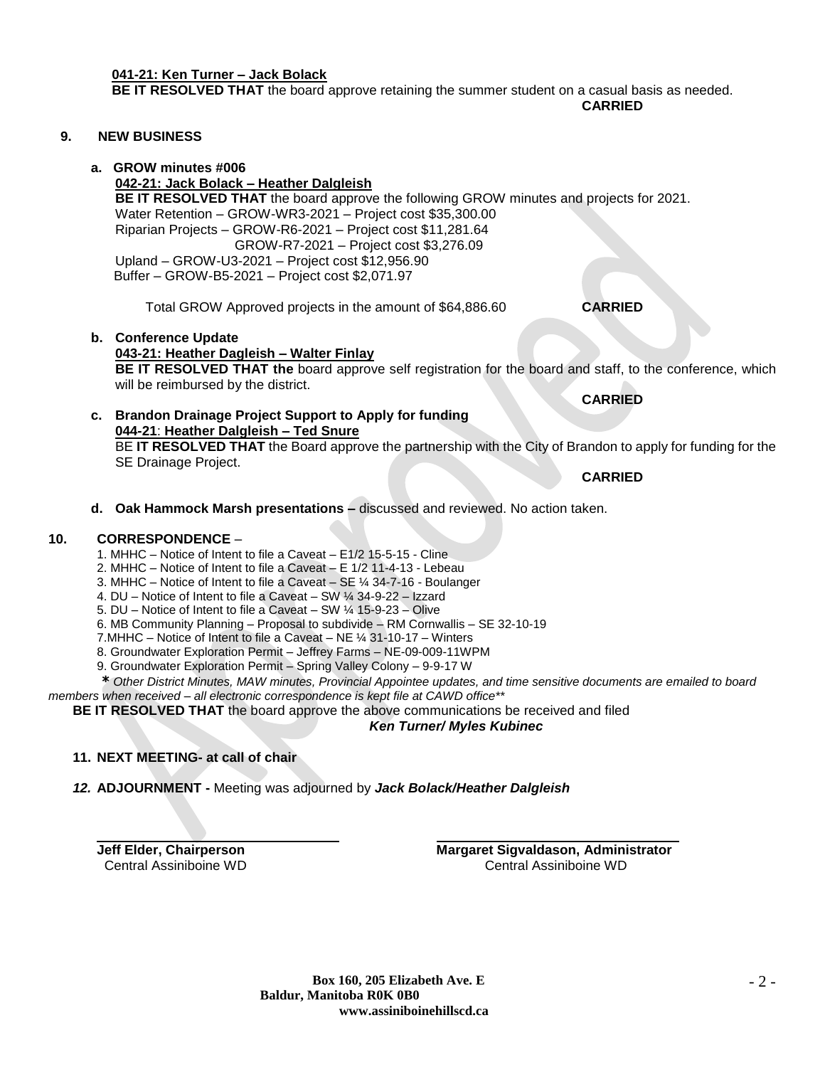**041-21: Ken Turner – Jack Bolack**

**BE IT RESOLVED THAT** the board approve retaining the summer student on a casual basis as needed.

**CARRIED**

## 9. NEW BUSINESS

**a. GROW minutes #006**

**042-21: Jack Bolack – Heather Dalgleish**

**BE IT RESOLVED THAT** the board approve the following GROW minutes and projects for 2021.

Water Retention – GROW-WR3-2021 – Project cost $35,300.00
Riparian Projects – GROW-R6-2021 – Project cost $11,281.64
GROW-R7-2021 – Project cost $3,276.09
Upland – GROW-U3-2021 – Project cost $12,956.90
Buffer – GROW-B5-2021 – Project cost $2,071.97

Total GROW Approved projects in the amount of $64,886.60 **CARRIED**

**b. Conference Update**

**043-21: Heather Dagleish – Walter Finlay**

**BE IT RESOLVED THAT the** board approve self registration for the board and staff, to the conference, which will be reimbursed by the district.

**CARRIED**

**c. Brandon Drainage Project Support to Apply for funding**

**044-21**: **Heather Dalgleish – Ted Snure**

BE **IT RESOLVED THAT** the Board approve the partnership with the City of Brandon to apply for funding for the SE Drainage Project.

**CARRIED**

**d. Oak Hammock Marsh presentations –** discussed and reviewed. No action taken.

## 10. CORRESPONDENCE –

1. MHHC – Notice of Intent to file a Caveat – E1/2 15-5-15 - Cline
2. MHHC – Notice of Intent to file a Caveat – E 1/2 11-4-13 - Lebeau
3. MHHC – Notice of Intent to file a Caveat – SE ¼ 34-7-16 - Boulanger
4. DU – Notice of Intent to file a Caveat – SW ¼ 34-9-22 – Izzard
5. DU – Notice of Intent to file a Caveat – SW ¼ 15-9-23 – Olive
6. MB Community Planning – Proposal to subdivide – RM Cornwallis – SE 32-10-19
7. MHHC – Notice of Intent to file a Caveat – NE ¼ 31-10-17 – Winters
8. Groundwater Exploration Permit – Jeffrey Farms – NE-09-009-11WPM
9. Groundwater Exploration Permit – Spring Valley Colony – 9-9-17 W

*\* Other District Minutes, MAW minutes, Provincial Appointee updates, and time sensitive documents are emailed to board members when received – all electronic correspondence is kept file at CAWD office\*\**

**BE IT RESOLVED THAT** the board approve the above communications be received and filed

***Ken Turner/ Myles Kubinec***

**11. NEXT MEETING- at call of chair**

***12.*** **ADJOURNMENT -** Meeting was adjourned by ***Jack Bolack/Heather Dalgleish***

**Jeff Elder, Chairperson**
Central Assiniboine WD

**Margaret Sigvaldason, Administrator**
Central Assiniboine WD

**Box 160, 205 Elizabeth Ave. E**
**Baldur, Manitoba R0K 0B0**
**www.assiniboinehillscd.ca**